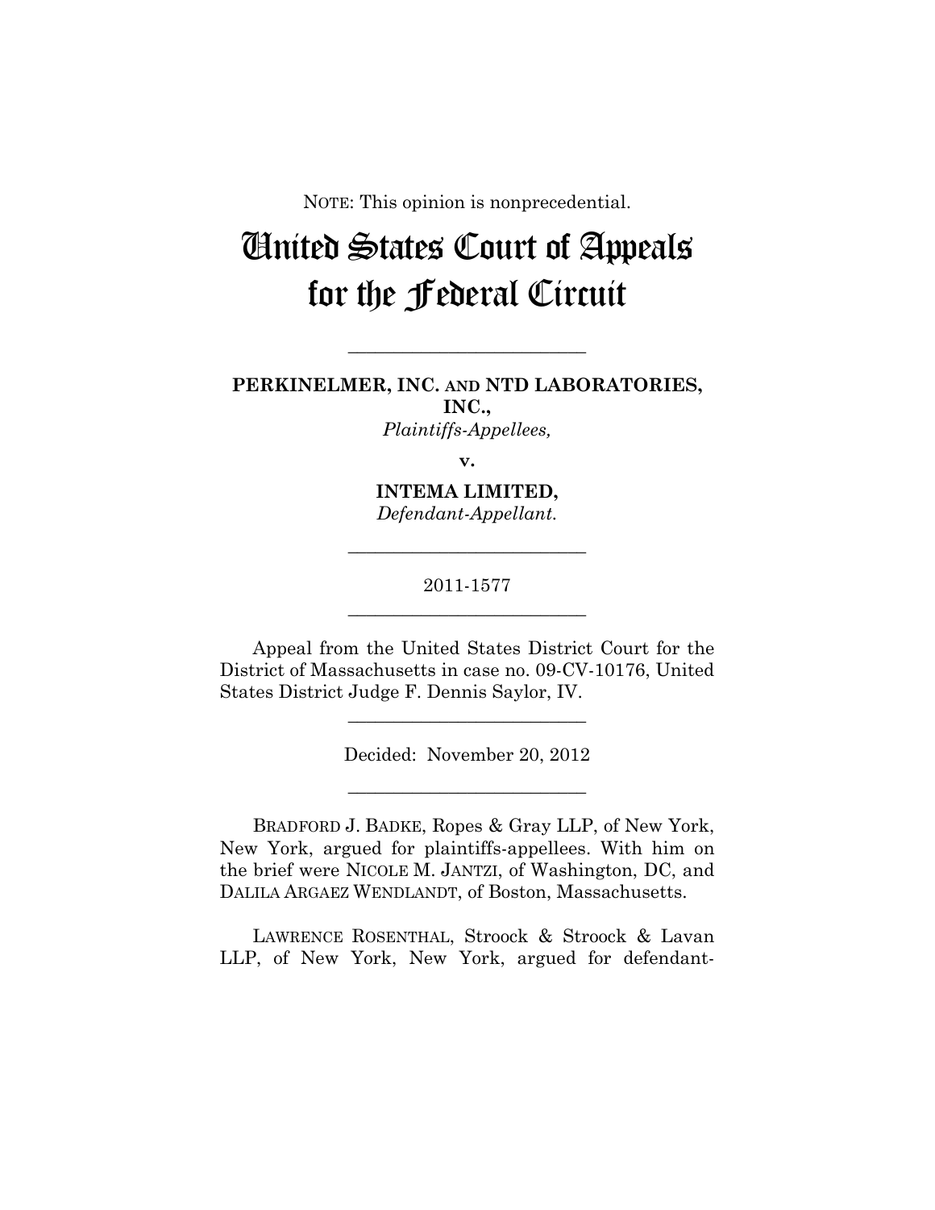NOTE: This opinion is nonprecedential.

# United States Court of Appeals for the Federal Circuit

---

**PERKINELMER, INC. AND NTD LABORATORIES, INC.,**
*Plaintiffs-Appellees,*

**v.**

**INTEMA LIMITED,**
*Defendant-Appellant.*

---

2011-1577

---

Appeal from the United States District Court for the District of Massachusetts in case no. 09-CV-10176, United States District Judge F. Dennis Saylor, IV.

---

Decided: November 20, 2012

---

BRADFORD J. BADKE, Ropes & Gray LLP, of New York, New York, argued for plaintiffs-appellees. With him on the brief were NICOLE M. JANTZI, of Washington, DC, and DALILA ARGAEZ WENDLANDT, of Boston, Massachusetts.

LAWRENCE ROSENTHAL, Stroock & Stroock & Lavan LLP, of New York, New York, argued for defendant-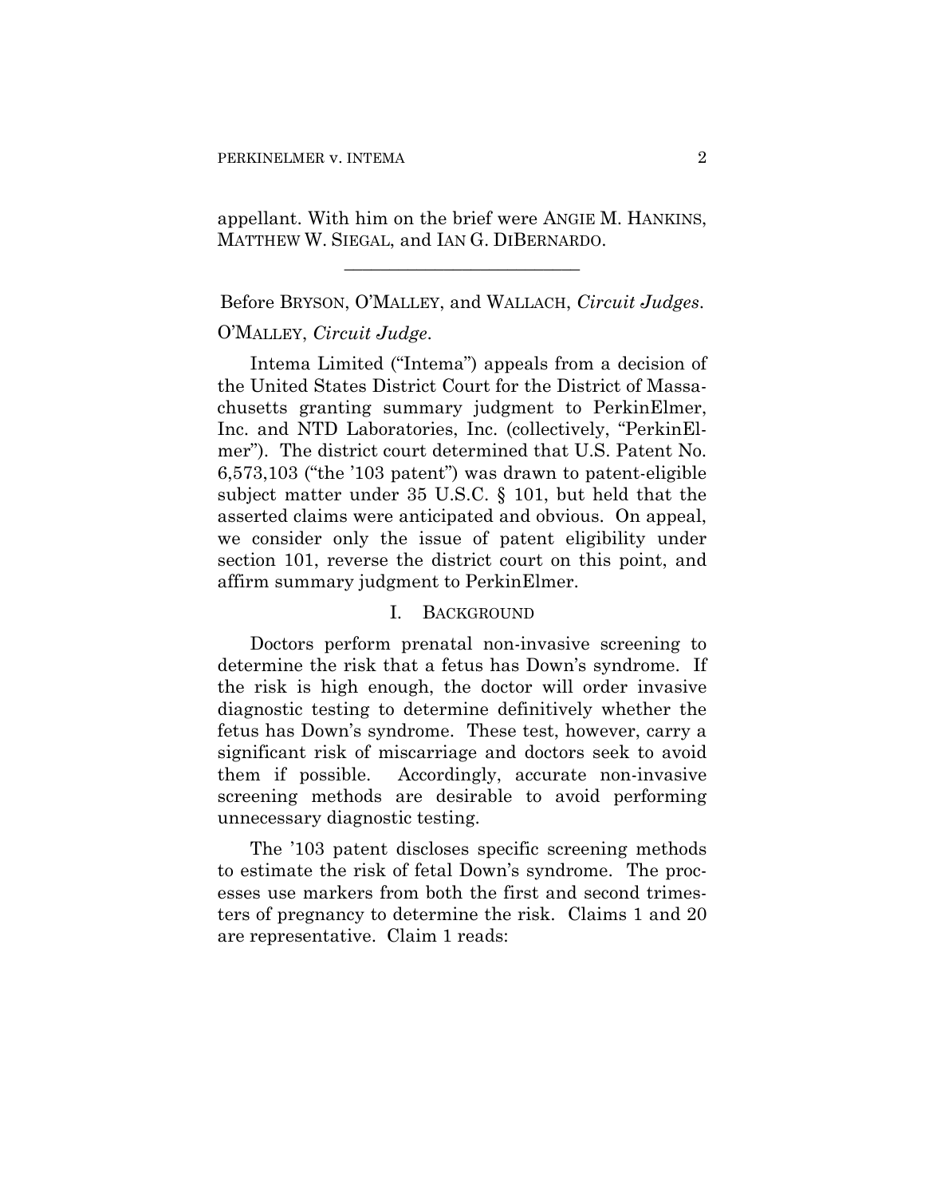appellant. With him on the brief were ANGIE M. HANKINS, MATTHEW W. SIEGAL, and IAN G. DIBERNARDO.

---

Before BRYSON, O'MALLEY, and WALLACH, *Circuit Judges*.

O'MALLEY, *Circuit Judge*.

Intema Limited ("Intema") appeals from a decision of the United States District Court for the District of Massachusetts granting summary judgment to PerkinElmer, Inc. and NTD Laboratories, Inc. (collectively, "PerkinElmer"). The district court determined that U.S. Patent No. 6,573,103 ("the '103 patent") was drawn to patent-eligible subject matter under 35 U.S.C. § 101, but held that the asserted claims were anticipated and obvious. On appeal, we consider only the issue of patent eligibility under section 101, reverse the district court on this point, and affirm summary judgment to PerkinElmer.

## I. BACKGROUND

Doctors perform prenatal non-invasive screening to determine the risk that a fetus has Down's syndrome. If the risk is high enough, the doctor will order invasive diagnostic testing to determine definitively whether the fetus has Down's syndrome. These test, however, carry a significant risk of miscarriage and doctors seek to avoid them if possible. Accordingly, accurate non-invasive screening methods are desirable to avoid performing unnecessary diagnostic testing.

The '103 patent discloses specific screening methods to estimate the risk of fetal Down's syndrome. The processes use markers from both the first and second trimesters of pregnancy to determine the risk. Claims 1 and 20 are representative. Claim 1 reads: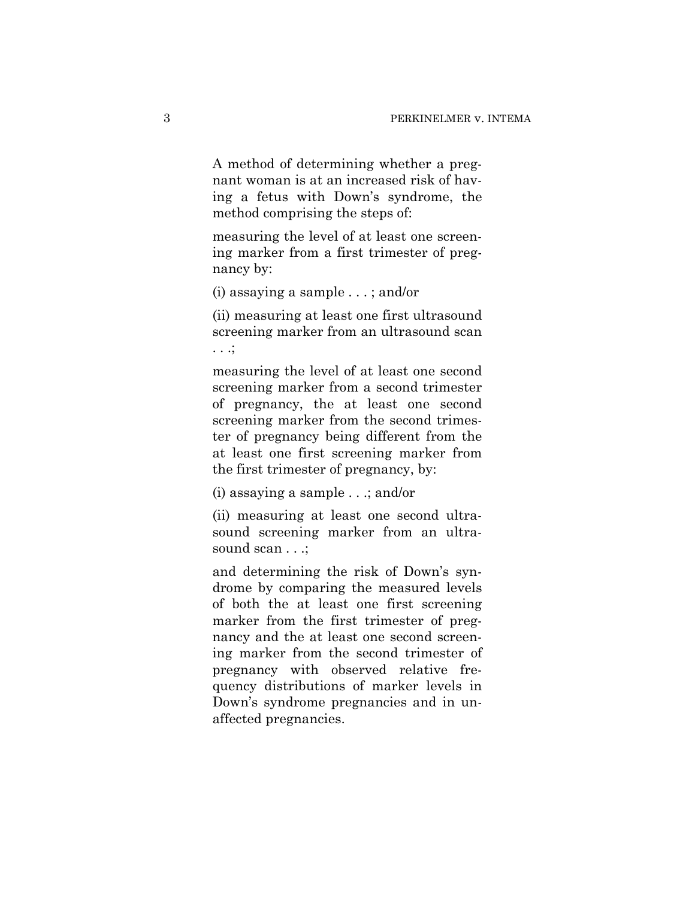A method of determining whether a pregnant woman is at an increased risk of having a fetus with Down's syndrome, the method comprising the steps of:

measuring the level of at least one screening marker from a first trimester of pregnancy by:

(i) assaying a sample . . . ; and/or

(ii) measuring at least one first ultrasound screening marker from an ultrasound scan . . .;

measuring the level of at least one second screening marker from a second trimester of pregnancy, the at least one second screening marker from the second trimester of pregnancy being different from the at least one first screening marker from the first trimester of pregnancy, by:

(i) assaying a sample . . .; and/or

(ii) measuring at least one second ultrasound screening marker from an ultrasound scan . . .;

and determining the risk of Down's syndrome by comparing the measured levels of both the at least one first screening marker from the first trimester of pregnancy and the at least one second screening marker from the second trimester of pregnancy with observed relative frequency distributions of marker levels in Down's syndrome pregnancies and in unaffected pregnancies.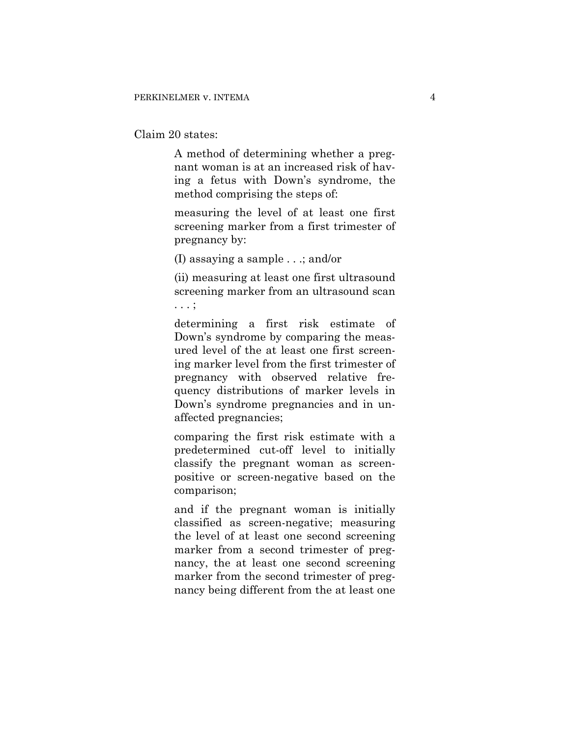Claim 20 states:

> A method of determining whether a pregnant woman is at an increased risk of having a fetus with Down's syndrome, the method comprising the steps of:
>
> measuring the level of at least one first screening marker from a first trimester of pregnancy by:
>
> (I) assaying a sample . . .; and/or
>
> (ii) measuring at least one first ultrasound screening marker from an ultrasound scan . . . ;
>
> determining a first risk estimate of Down's syndrome by comparing the measured level of the at least one first screening marker level from the first trimester of pregnancy with observed relative frequency distributions of marker levels in Down's syndrome pregnancies and in unaffected pregnancies;
>
> comparing the first risk estimate with a predetermined cut-off level to initially classify the pregnant woman as screen-positive or screen-negative based on the comparison;
>
> and if the pregnant woman is initially classified as screen-negative; measuring the level of at least one second screening marker from a second trimester of pregnancy, the at least one second screening marker from the second trimester of pregnancy being different from the at least one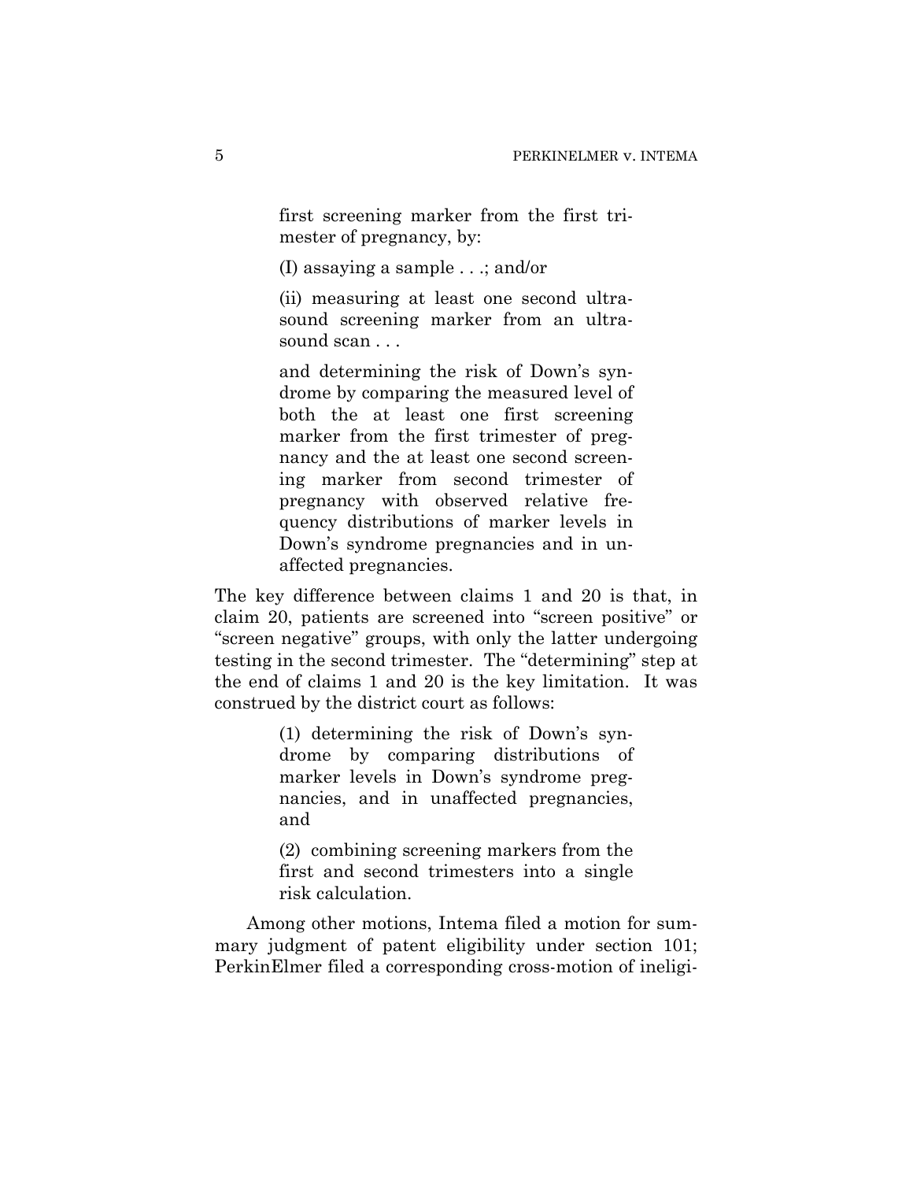> first screening marker from the first trimester of pregnancy, by:
>
> (I) assaying a sample . . .; and/or
>
> (ii) measuring at least one second ultrasound screening marker from an ultrasound scan . . .
>
> and determining the risk of Down's syndrome by comparing the measured level of both the at least one first screening marker from the first trimester of pregnancy and the at least one second screening marker from second trimester of pregnancy with observed relative frequency distributions of marker levels in Down's syndrome pregnancies and in unaffected pregnancies.

The key difference between claims 1 and 20 is that, in claim 20, patients are screened into "screen positive" or "screen negative" groups, with only the latter undergoing testing in the second trimester. The "determining" step at the end of claims 1 and 20 is the key limitation. It was construed by the district court as follows:

> (1) determining the risk of Down's syndrome by comparing distributions of marker levels in Down's syndrome pregnancies, and in unaffected pregnancies, and
>
> (2) combining screening markers from the first and second trimesters into a single risk calculation.

Among other motions, Intema filed a motion for summary judgment of patent eligibility under section 101; PerkinElmer filed a corresponding cross-motion of ineligi-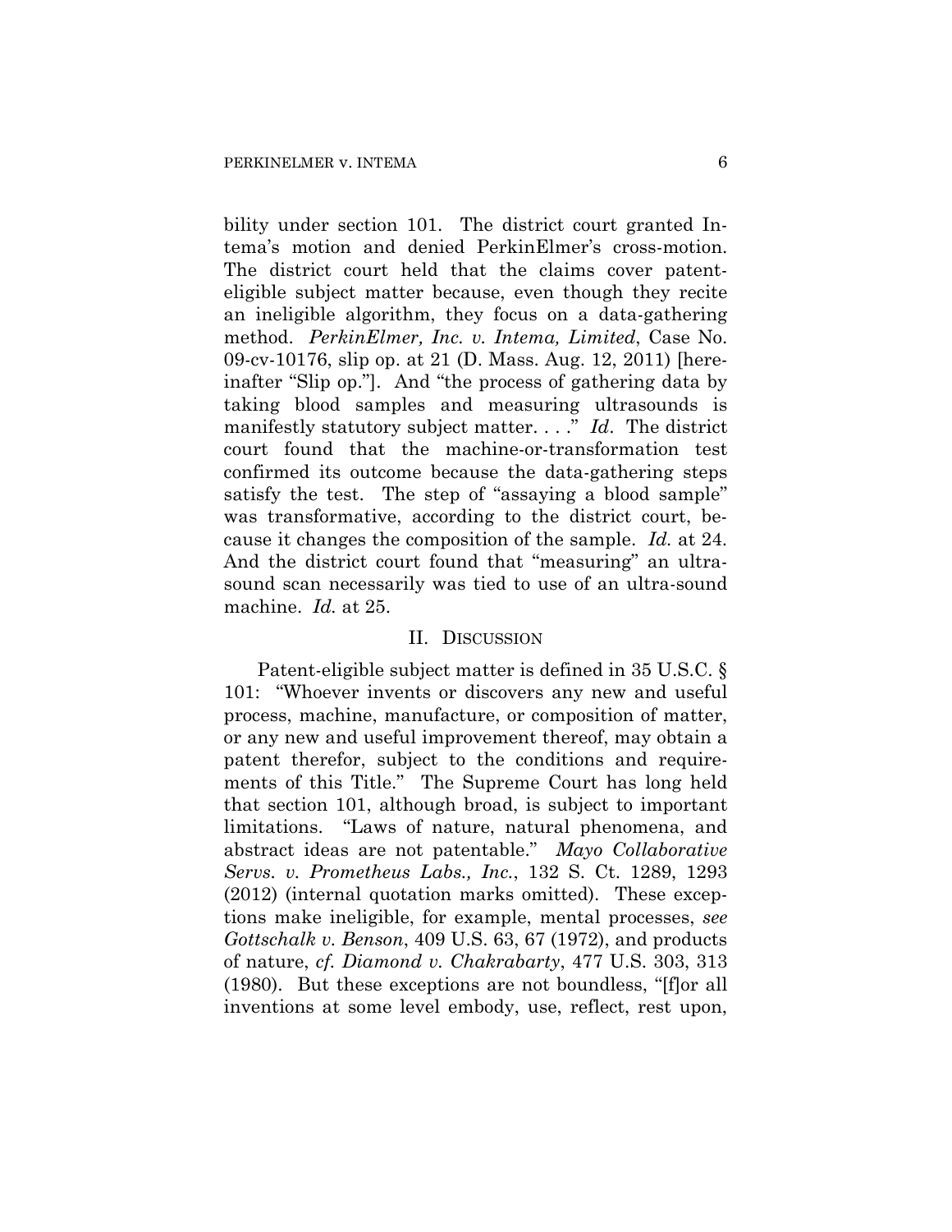bility under section 101. The district court granted Intema's motion and denied PerkinElmer's cross-motion. The district court held that the claims cover patent-eligible subject matter because, even though they recite an ineligible algorithm, they focus on a data-gathering method. *PerkinElmer, Inc. v. Intema, Limited*, Case No. 09-cv-10176, slip op. at 21 (D. Mass. Aug. 12, 2011) [hereinafter "Slip op."]. And "the process of gathering data by taking blood samples and measuring ultrasounds is manifestly statutory subject matter. . . ." *Id*. The district court found that the machine-or-transformation test confirmed its outcome because the data-gathering steps satisfy the test. The step of "assaying a blood sample" was transformative, according to the district court, because it changes the composition of the sample. *Id.* at 24. And the district court found that "measuring" an ultrasound scan necessarily was tied to use of an ultra-sound machine. *Id.* at 25.

## II. DISCUSSION

Patent-eligible subject matter is defined in 35 U.S.C. § 101: "Whoever invents or discovers any new and useful process, machine, manufacture, or composition of matter, or any new and useful improvement thereof, may obtain a patent therefor, subject to the conditions and requirements of this Title." The Supreme Court has long held that section 101, although broad, is subject to important limitations. "Laws of nature, natural phenomena, and abstract ideas are not patentable." *Mayo Collaborative Servs. v. Prometheus Labs., Inc.*, 132 S. Ct. 1289, 1293 (2012) (internal quotation marks omitted). These exceptions make ineligible, for example, mental processes, *see Gottschalk v. Benson*, 409 U.S. 63, 67 (1972), and products of nature, *cf. Diamond v. Chakrabarty*, 477 U.S. 303, 313 (1980). But these exceptions are not boundless, "[f]or all inventions at some level embody, use, reflect, rest upon,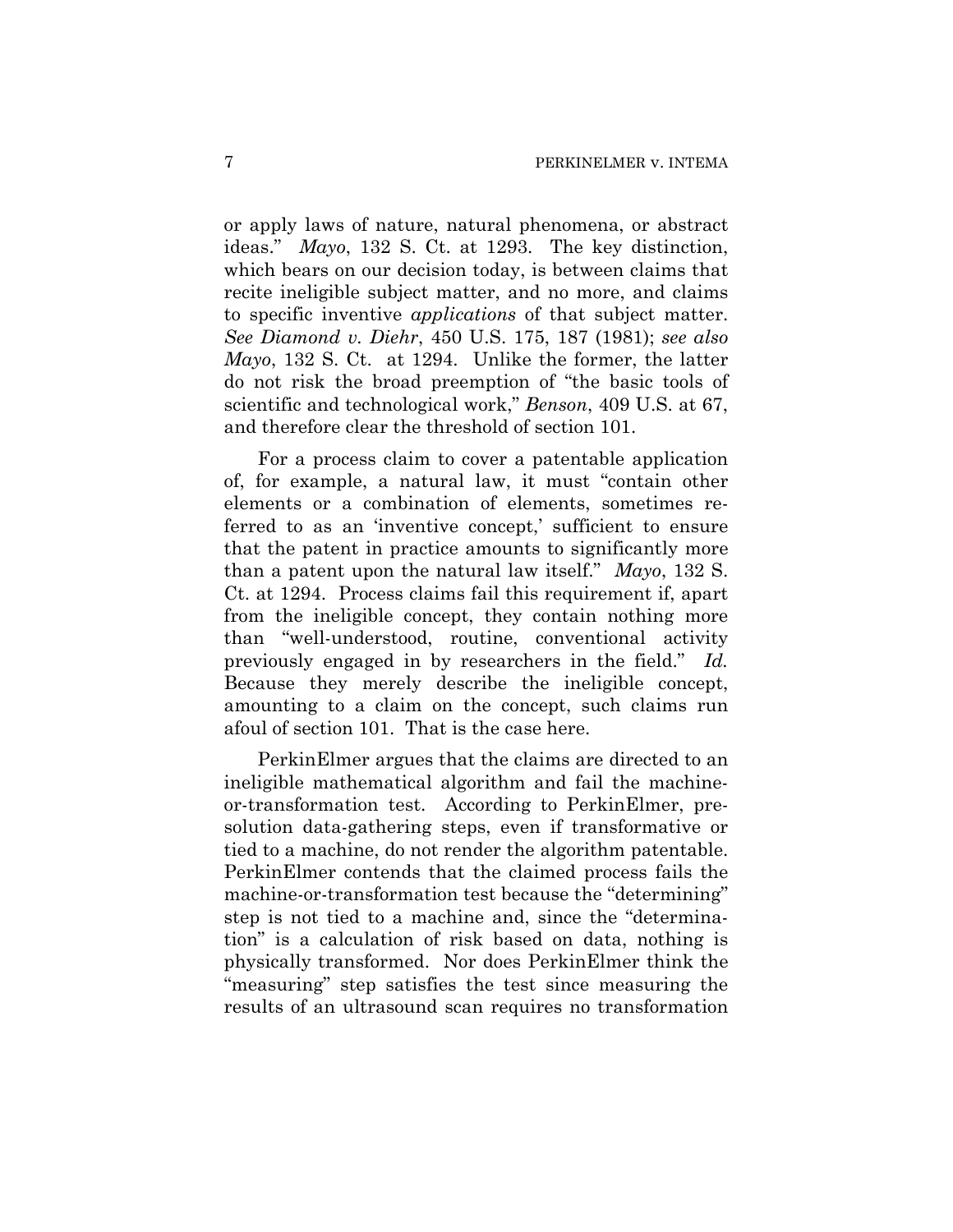or apply laws of nature, natural phenomena, or abstract ideas." *Mayo*, 132 S. Ct. at 1293. The key distinction, which bears on our decision today, is between claims that recite ineligible subject matter, and no more, and claims to specific inventive *applications* of that subject matter. *See Diamond v. Diehr*, 450 U.S. 175, 187 (1981); *see also Mayo*, 132 S. Ct. at 1294. Unlike the former, the latter do not risk the broad preemption of "the basic tools of scientific and technological work," *Benson*, 409 U.S. at 67, and therefore clear the threshold of section 101.

For a process claim to cover a patentable application of, for example, a natural law, it must "contain other elements or a combination of elements, sometimes referred to as an 'inventive concept,' sufficient to ensure that the patent in practice amounts to significantly more than a patent upon the natural law itself." *Mayo*, 132 S. Ct. at 1294. Process claims fail this requirement if, apart from the ineligible concept, they contain nothing more than "well-understood, routine, conventional activity previously engaged in by researchers in the field." *Id.* Because they merely describe the ineligible concept, amounting to a claim on the concept, such claims run afoul of section 101. That is the case here.

PerkinElmer argues that the claims are directed to an ineligible mathematical algorithm and fail the machine-or-transformation test. According to PerkinElmer, pre-solution data-gathering steps, even if transformative or tied to a machine, do not render the algorithm patentable. PerkinElmer contends that the claimed process fails the machine-or-transformation test because the "determining" step is not tied to a machine and, since the "determination" is a calculation of risk based on data, nothing is physically transformed. Nor does PerkinElmer think the "measuring" step satisfies the test since measuring the results of an ultrasound scan requires no transformation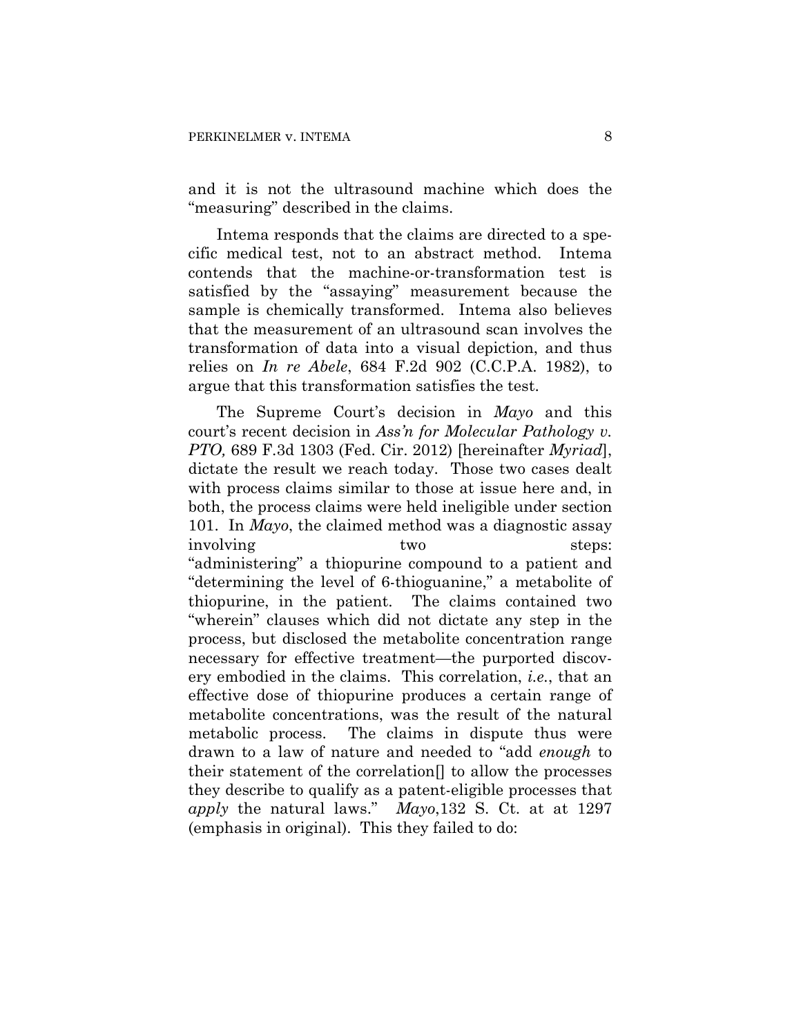and it is not the ultrasound machine which does the "measuring" described in the claims.

Intema responds that the claims are directed to a specific medical test, not to an abstract method. Intema contends that the machine-or-transformation test is satisfied by the "assaying" measurement because the sample is chemically transformed. Intema also believes that the measurement of an ultrasound scan involves the transformation of data into a visual depiction, and thus relies on *In re Abele*, 684 F.2d 902 (C.C.P.A. 1982), to argue that this transformation satisfies the test.

The Supreme Court's decision in *Mayo* and this court's recent decision in *Ass'n for Molecular Pathology v. PTO,* 689 F.3d 1303 (Fed. Cir. 2012) [hereinafter *Myriad*], dictate the result we reach today. Those two cases dealt with process claims similar to those at issue here and, in both, the process claims were held ineligible under section 101. In *Mayo*, the claimed method was a diagnostic assay involving two steps: "administering" a thiopurine compound to a patient and "determining the level of 6-thioguanine," a metabolite of thiopurine, in the patient. The claims contained two "wherein" clauses which did not dictate any step in the process, but disclosed the metabolite concentration range necessary for effective treatment—the purported discovery embodied in the claims. This correlation, *i.e.*, that an effective dose of thiopurine produces a certain range of metabolite concentrations, was the result of the natural metabolic process. The claims in dispute thus were drawn to a law of nature and needed to "add *enough* to their statement of the correlation[] to allow the processes they describe to qualify as a patent-eligible processes that *apply* the natural laws." *Mayo*,132 S. Ct. at at 1297 (emphasis in original). This they failed to do: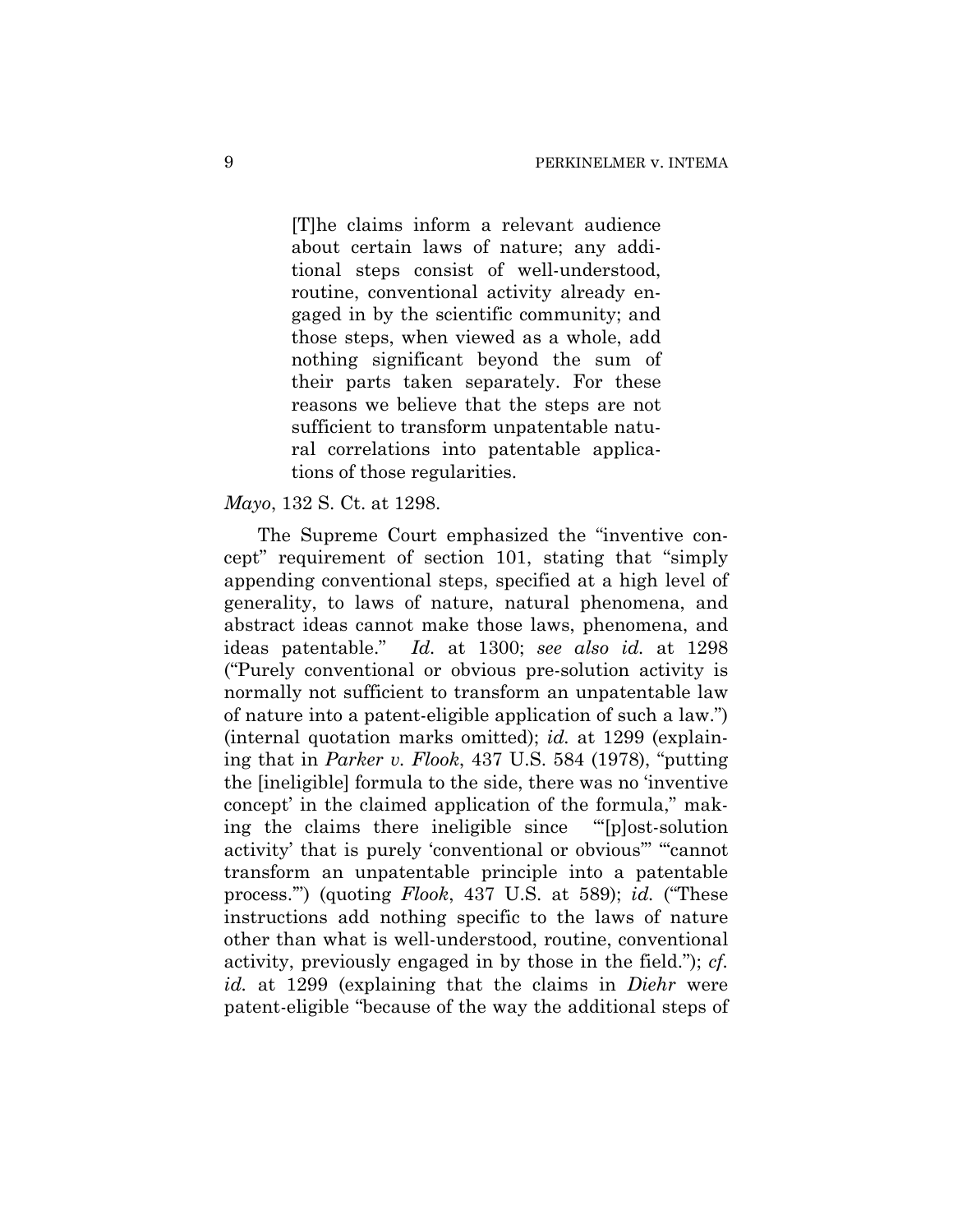> [T]he claims inform a relevant audience about certain laws of nature; any additional steps consist of well-understood, routine, conventional activity already engaged in by the scientific community; and those steps, when viewed as a whole, add nothing significant beyond the sum of their parts taken separately. For these reasons we believe that the steps are not sufficient to transform unpatentable natural correlations into patentable applications of those regularities.

*Mayo*, 132 S. Ct. at 1298.

The Supreme Court emphasized the "inventive concept" requirement of section 101, stating that "simply appending conventional steps, specified at a high level of generality, to laws of nature, natural phenomena, and abstract ideas cannot make those laws, phenomena, and ideas patentable." *Id.* at 1300; *see also id.* at 1298 ("Purely conventional or obvious pre-solution activity is normally not sufficient to transform an unpatentable law of nature into a patent-eligible application of such a law.") (internal quotation marks omitted); *id.* at 1299 (explaining that in *Parker v. Flook*, 437 U.S. 584 (1978), "putting the [ineligible] formula to the side, there was no 'inventive concept' in the claimed application of the formula," making the claims there ineligible since "'[p]ost-solution activity' that is purely 'conventional or obvious'" "'cannot transform an unpatentable principle into a patentable process.'") (quoting *Flook*, 437 U.S. at 589); *id.* ("These instructions add nothing specific to the laws of nature other than what is well-understood, routine, conventional activity, previously engaged in by those in the field."); *cf. id.* at 1299 (explaining that the claims in *Diehr* were patent-eligible "because of the way the additional steps of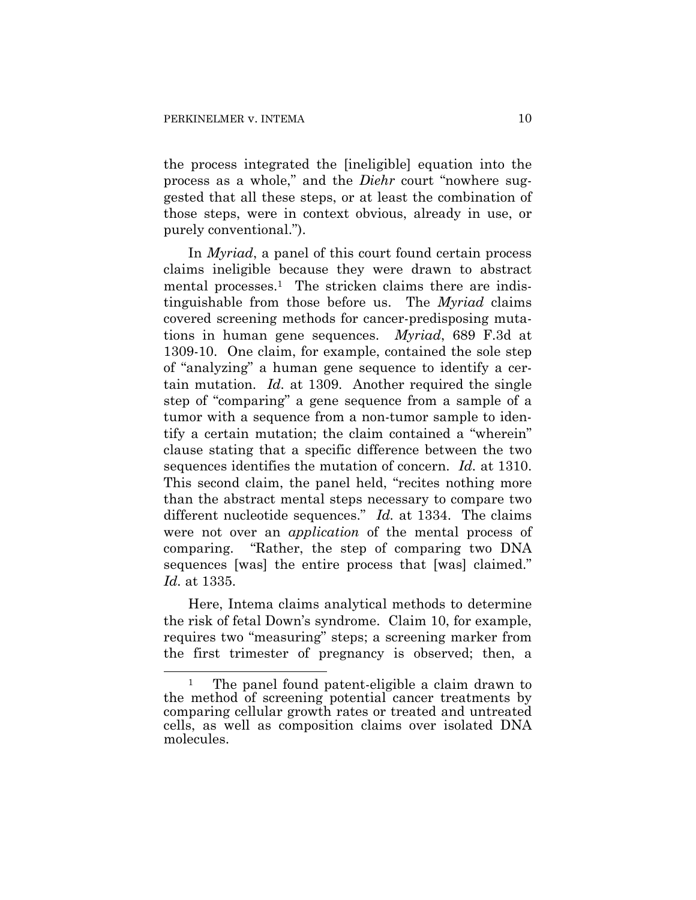the process integrated the [ineligible] equation into the process as a whole," and the *Diehr* court "nowhere suggested that all these steps, or at least the combination of those steps, were in context obvious, already in use, or purely conventional.").

In *Myriad*, a panel of this court found certain process claims ineligible because they were drawn to abstract mental processes.[1] The stricken claims there are indistinguishable from those before us. The *Myriad* claims covered screening methods for cancer-predisposing mutations in human gene sequences. *Myriad*, 689 F.3d at 1309-10. One claim, for example, contained the sole step of "analyzing" a human gene sequence to identify a certain mutation. *Id.* at 1309. Another required the single step of "comparing" a gene sequence from a sample of a tumor with a sequence from a non-tumor sample to identify a certain mutation; the claim contained a "wherein" clause stating that a specific difference between the two sequences identifies the mutation of concern. *Id.* at 1310. This second claim, the panel held, "recites nothing more than the abstract mental steps necessary to compare two different nucleotide sequences." *Id.* at 1334. The claims were not over an *application* of the mental process of comparing. "Rather, the step of comparing two DNA sequences [was] the entire process that [was] claimed." *Id.* at 1335.

Here, Intema claims analytical methods to determine the risk of fetal Down's syndrome. Claim 10, for example, requires two "measuring" steps; a screening marker from the first trimester of pregnancy is observed; then, a

---

[1] The panel found patent-eligible a claim drawn to the method of screening potential cancer treatments by comparing cellular growth rates or treated and untreated cells, as well as composition claims over isolated DNA molecules.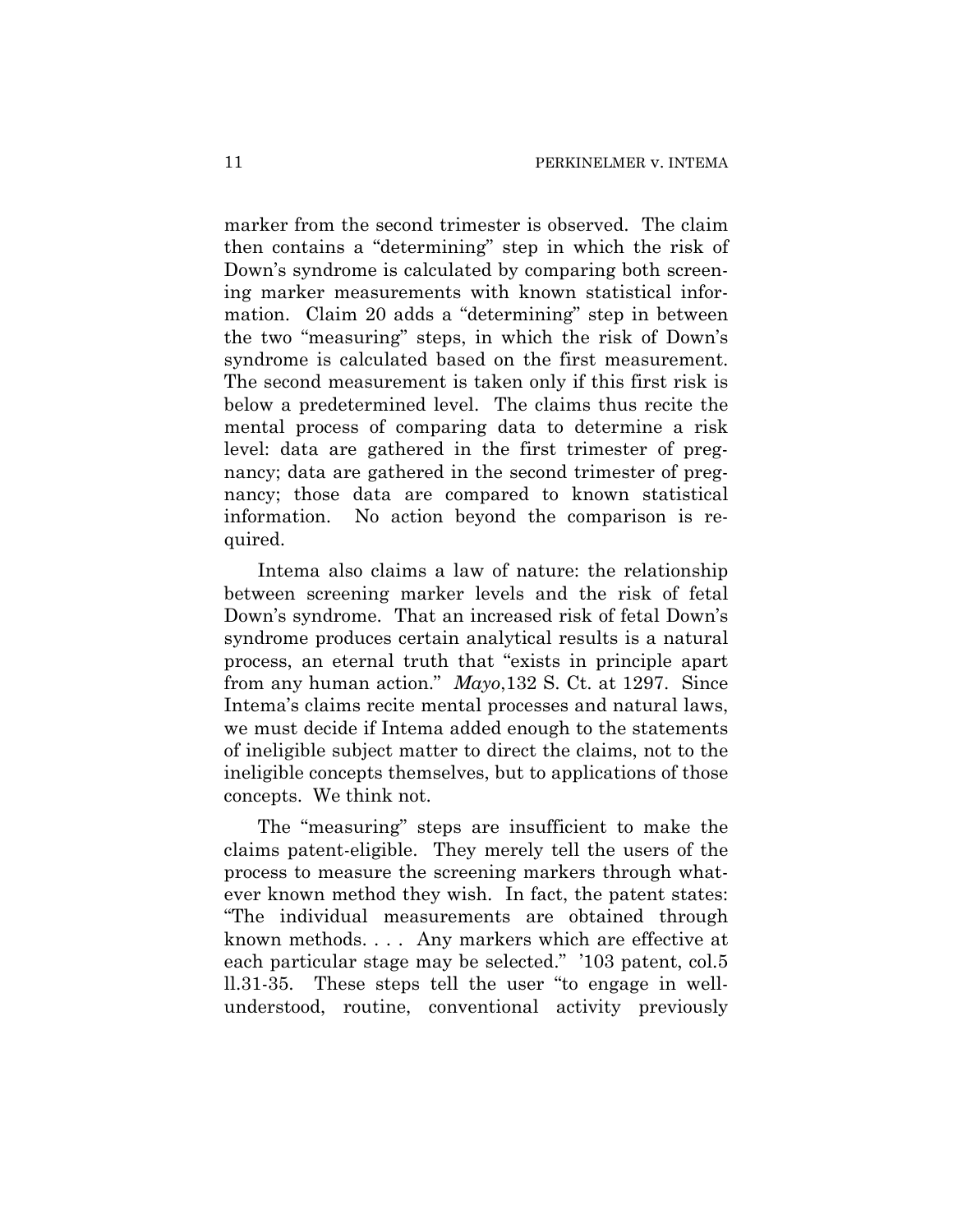marker from the second trimester is observed. The claim then contains a "determining" step in which the risk of Down's syndrome is calculated by comparing both screening marker measurements with known statistical information. Claim 20 adds a "determining" step in between the two "measuring" steps, in which the risk of Down's syndrome is calculated based on the first measurement. The second measurement is taken only if this first risk is below a predetermined level. The claims thus recite the mental process of comparing data to determine a risk level: data are gathered in the first trimester of pregnancy; data are gathered in the second trimester of pregnancy; those data are compared to known statistical information. No action beyond the comparison is required.

Intema also claims a law of nature: the relationship between screening marker levels and the risk of fetal Down's syndrome. That an increased risk of fetal Down's syndrome produces certain analytical results is a natural process, an eternal truth that "exists in principle apart from any human action." *Mayo*,132 S. Ct. at 1297. Since Intema's claims recite mental processes and natural laws, we must decide if Intema added enough to the statements of ineligible subject matter to direct the claims, not to the ineligible concepts themselves, but to applications of those concepts. We think not.

The "measuring" steps are insufficient to make the claims patent-eligible. They merely tell the users of the process to measure the screening markers through whatever known method they wish. In fact, the patent states: "The individual measurements are obtained through known methods. . . . Any markers which are effective at each particular stage may be selected." '103 patent, col.5 ll.31-35. These steps tell the user "to engage in well-understood, routine, conventional activity previously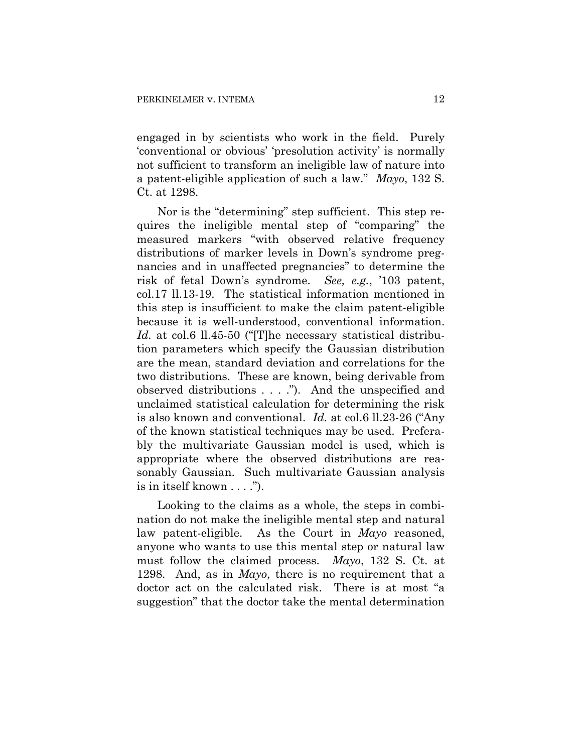engaged in by scientists who work in the field. Purely 'conventional or obvious' 'presolution activity' is normally not sufficient to transform an ineligible law of nature into a patent-eligible application of such a law." *Mayo*, 132 S. Ct. at 1298.

Nor is the "determining" step sufficient. This step requires the ineligible mental step of "comparing" the measured markers "with observed relative frequency distributions of marker levels in Down's syndrome pregnancies and in unaffected pregnancies" to determine the risk of fetal Down's syndrome. *See, e.g.*, '103 patent, col.17 ll.13-19. The statistical information mentioned in this step is insufficient to make the claim patent-eligible because it is well-understood, conventional information. *Id.* at col.6 ll.45-50 ("[T]he necessary statistical distribution parameters which specify the Gaussian distribution are the mean, standard deviation and correlations for the two distributions. These are known, being derivable from observed distributions . . . ."). And the unspecified and unclaimed statistical calculation for determining the risk is also known and conventional. *Id.* at col.6 ll.23-26 ("Any of the known statistical techniques may be used. Preferably the multivariate Gaussian model is used, which is appropriate where the observed distributions are reasonably Gaussian. Such multivariate Gaussian analysis is in itself known . . . .").

Looking to the claims as a whole, the steps in combination do not make the ineligible mental step and natural law patent-eligible. As the Court in *Mayo* reasoned, anyone who wants to use this mental step or natural law must follow the claimed process. *Mayo*, 132 S. Ct. at 1298. And, as in *Mayo*, there is no requirement that a doctor act on the calculated risk. There is at most "a suggestion" that the doctor take the mental determination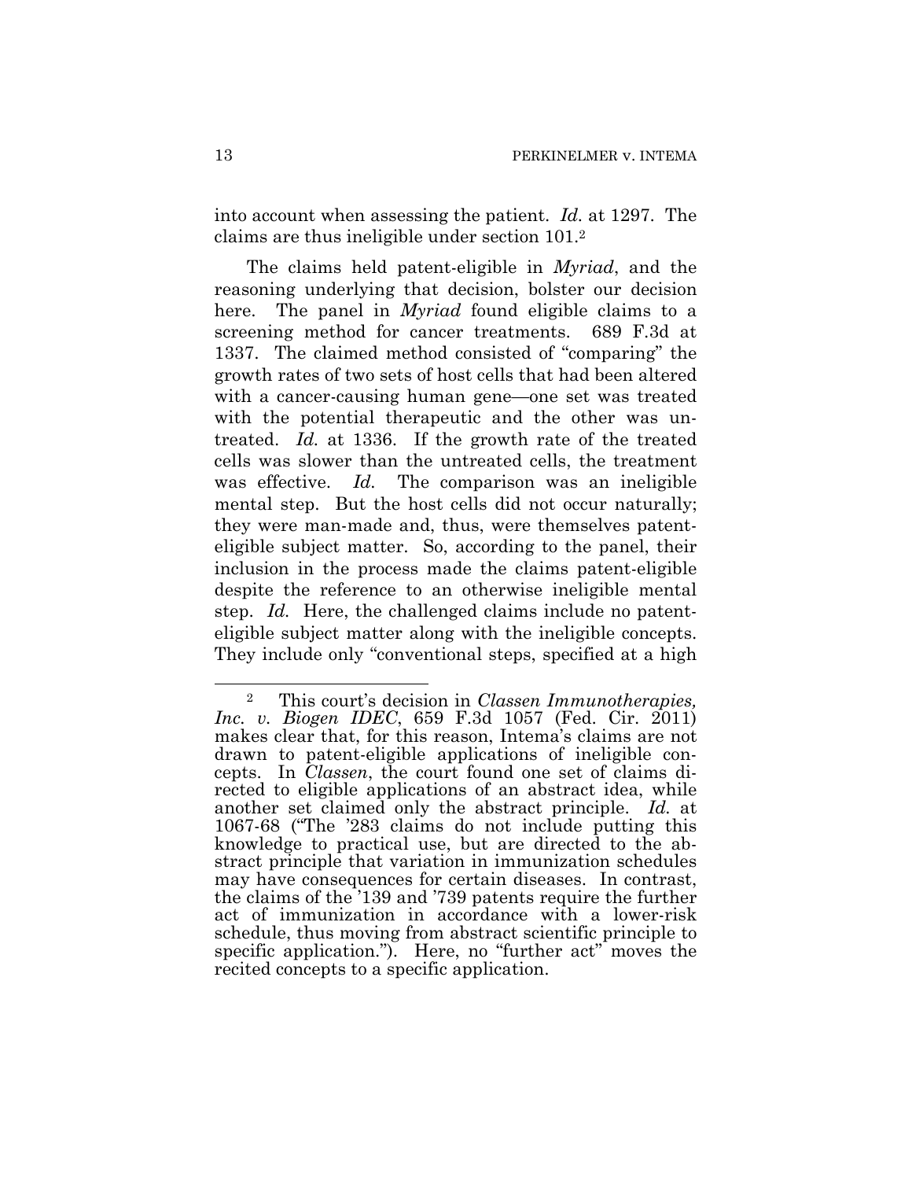into account when assessing the patient. *Id.* at 1297. The claims are thus ineligible under section 101.[2]

The claims held patent-eligible in *Myriad*, and the reasoning underlying that decision, bolster our decision here. The panel in *Myriad* found eligible claims to a screening method for cancer treatments. 689 F.3d at 1337. The claimed method consisted of "comparing" the growth rates of two sets of host cells that had been altered with a cancer-causing human gene—one set was treated with the potential therapeutic and the other was untreated. *Id.* at 1336. If the growth rate of the treated cells was slower than the untreated cells, the treatment was effective. *Id.* The comparison was an ineligible mental step. But the host cells did not occur naturally; they were man-made and, thus, were themselves patent-eligible subject matter. So, according to the panel, their inclusion in the process made the claims patent-eligible despite the reference to an otherwise ineligible mental step. *Id.* Here, the challenged claims include no patent-eligible subject matter along with the ineligible concepts. They include only "conventional steps, specified at a high

---

[2] This court's decision in *Classen Immunotherapies, Inc. v. Biogen IDEC*, 659 F.3d 1057 (Fed. Cir. 2011) makes clear that, for this reason, Intema's claims are not drawn to patent-eligible applications of ineligible concepts. In *Classen*, the court found one set of claims directed to eligible applications of an abstract idea, while another set claimed only the abstract principle. *Id.* at 1067-68 ("The '283 claims do not include putting this knowledge to practical use, but are directed to the abstract principle that variation in immunization schedules may have consequences for certain diseases. In contrast, the claims of the '139 and '739 patents require the further act of immunization in accordance with a lower-risk schedule, thus moving from abstract scientific principle to specific application."). Here, no "further act" moves the recited concepts to a specific application.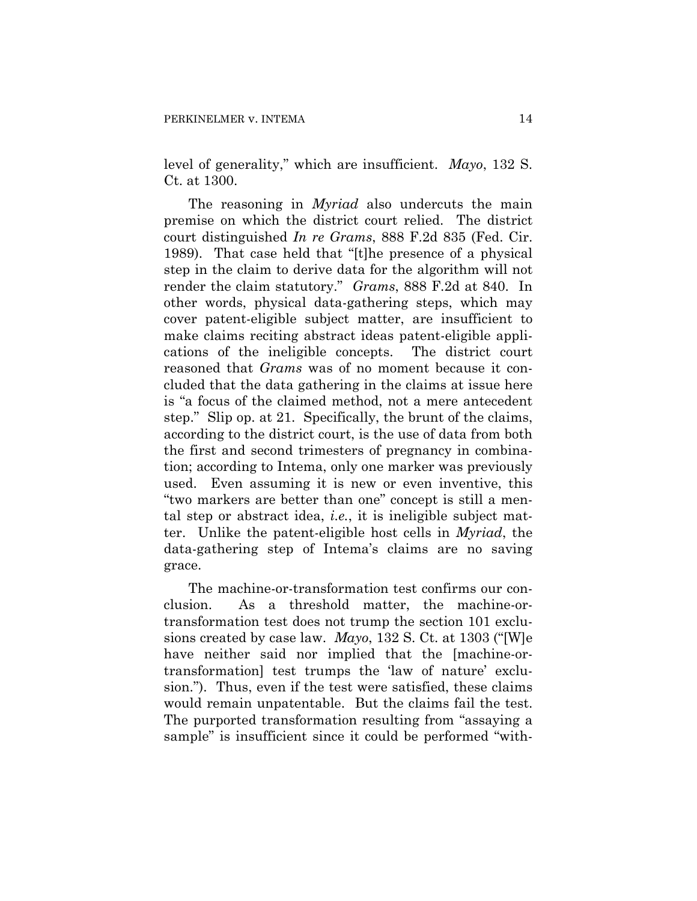level of generality," which are insufficient. *Mayo*, 132 S. Ct. at 1300.

The reasoning in *Myriad* also undercuts the main premise on which the district court relied. The district court distinguished *In re Grams*, 888 F.2d 835 (Fed. Cir. 1989). That case held that "[t]he presence of a physical step in the claim to derive data for the algorithm will not render the claim statutory." *Grams*, 888 F.2d at 840. In other words, physical data-gathering steps, which may cover patent-eligible subject matter, are insufficient to make claims reciting abstract ideas patent-eligible applications of the ineligible concepts. The district court reasoned that *Grams* was of no moment because it concluded that the data gathering in the claims at issue here is "a focus of the claimed method, not a mere antecedent step." Slip op. at 21. Specifically, the brunt of the claims, according to the district court, is the use of data from both the first and second trimesters of pregnancy in combination; according to Intema, only one marker was previously used. Even assuming it is new or even inventive, this "two markers are better than one" concept is still a mental step or abstract idea, *i.e.*, it is ineligible subject matter. Unlike the patent-eligible host cells in *Myriad*, the data-gathering step of Intema's claims are no saving grace.

The machine-or-transformation test confirms our conclusion. As a threshold matter, the machine-or-transformation test does not trump the section 101 exclusions created by case law. *Mayo*, 132 S. Ct. at 1303 ("[W]e have neither said nor implied that the [machine-or-transformation] test trumps the 'law of nature' exclusion."). Thus, even if the test were satisfied, these claims would remain unpatentable. But the claims fail the test. The purported transformation resulting from "assaying a sample" is insufficient since it could be performed "with-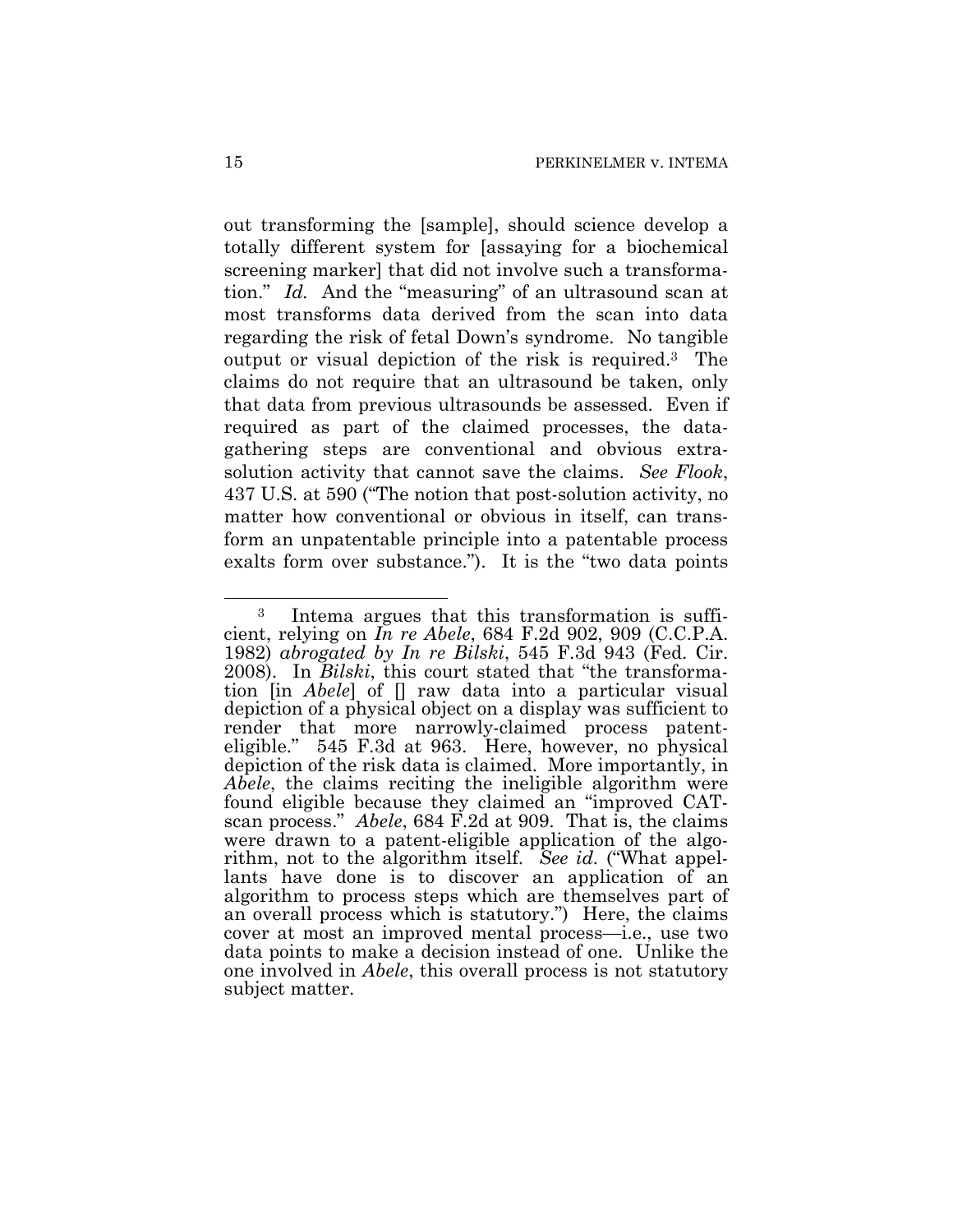out transforming the [sample], should science develop a totally different system for [assaying for a biochemical screening marker] that did not involve such a transformation." *Id.* And the "measuring" of an ultrasound scan at most transforms data derived from the scan into data regarding the risk of fetal Down's syndrome. No tangible output or visual depiction of the risk is required.[3] The claims do not require that an ultrasound be taken, only that data from previous ultrasounds be assessed. Even if required as part of the claimed processes, the data-gathering steps are conventional and obvious extra-solution activity that cannot save the claims. *See Flook*, 437 U.S. at 590 ("The notion that post-solution activity, no matter how conventional or obvious in itself, can transform an unpatentable principle into a patentable process exalts form over substance."). It is the "two data points

---

[3] Intema argues that this transformation is sufficient, relying on *In re Abele*, 684 F.2d 902, 909 (C.C.P.A. 1982) *abrogated by In re Bilski*, 545 F.3d 943 (Fed. Cir. 2008). In *Bilski*, this court stated that "the transformation [in *Abele*] of [] raw data into a particular visual depiction of a physical object on a display was sufficient to render that more narrowly-claimed process patent-eligible." 545 F.3d at 963. Here, however, no physical depiction of the risk data is claimed. More importantly, in *Abele*, the claims reciting the ineligible algorithm were found eligible because they claimed an "improved CAT-scan process." *Abele*, 684 F.2d at 909. That is, the claims were drawn to a patent-eligible application of the algorithm, not to the algorithm itself. *See id.* ("What appellants have done is to discover an application of an algorithm to process steps which are themselves part of an overall process which is statutory.") Here, the claims cover at most an improved mental process—i.e., use two data points to make a decision instead of one. Unlike the one involved in *Abele*, this overall process is not statutory subject matter.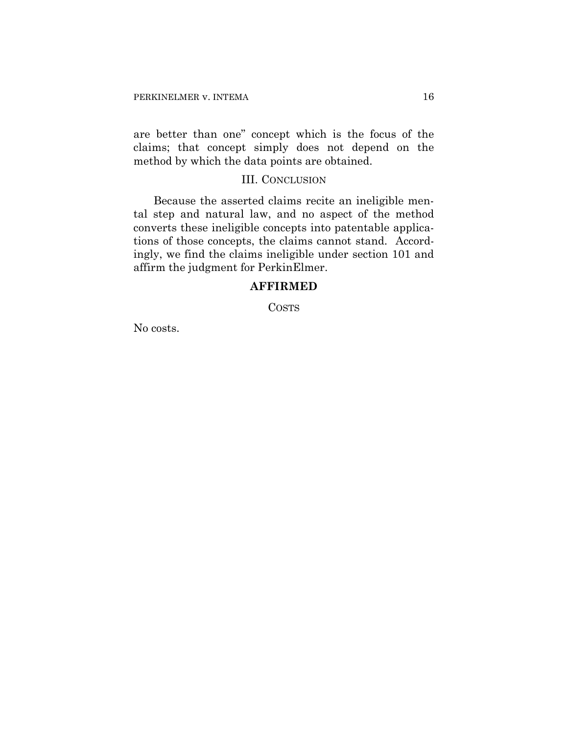are better than one" concept which is the focus of the claims; that concept simply does not depend on the method by which the data points are obtained.

## III. CONCLUSION

Because the asserted claims recite an ineligible mental step and natural law, and no aspect of the method converts these ineligible concepts into patentable applications of those concepts, the claims cannot stand. Accordingly, we find the claims ineligible under section 101 and affirm the judgment for PerkinElmer.

**AFFIRMED**

COSTS

No costs.